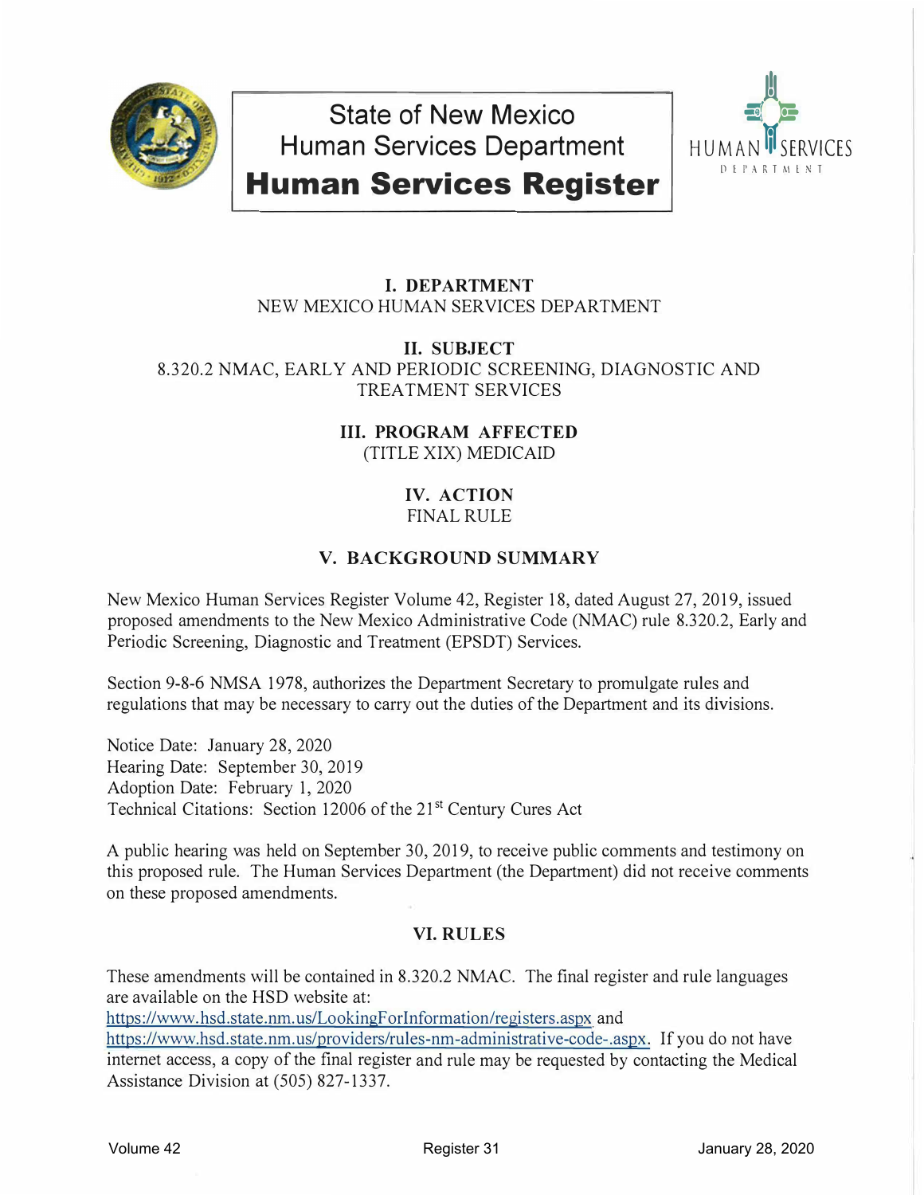# State of New Mexico Human Services Department

# Human Services Register

HUMAN SERVICES DEPARTMENT

## I. DEPARTMENT

NEW MEXICO HUMAN SERVICES DEPARTMENT

## II. SUBJECT

8.320.2 NMAC, EARLY AND PERIODIC SCREENING, DIAGNOSTIC AND TREATMENT SERVICES

## III. PROGRAM AFFECTED

(TITLE XIX) MEDICAID

## IV. ACTION

FINAL RULE

## V. BACKGROUND SUMMARY

New Mexico Human Services Register Volume 42, Register 18, dated August 27, 2019, issued proposed amendments to the New Mexico Administrative Code (NMAC) rule 8.320.2, Early and Periodic Screening, Diagnostic and Treatment (EPSDT) Services.

Section 9-8-6 NMSA 1978, authorizes the Department Secretary to promulgate rules and regulations that may be necessary to carry out the duties of the Department and its divisions.

Notice Date: January 28, 2020
Hearing Date: September 30, 2019
Adoption Date: February 1, 2020
Technical Citations: Section 12006 of the 21st Century Cures Act

A public hearing was held on September 30, 2019, to receive public comments and testimony on this proposed rule. The Human Services Department (the Department) did not receive comments on these proposed amendments.

## VI. RULES

These amendments will be contained in 8.320.2 NMAC. The final register and rule languages are available on the HSD website at: https://www.hsd.state.nm.us/LookingForInformation/registers.aspx and https://www.hsd.state.nm.us/providers/rules-nm-administrative-code-.aspx. If you do not have internet access, a copy of the final register and rule may be requested by contacting the Medical Assistance Division at (505) 827-1337.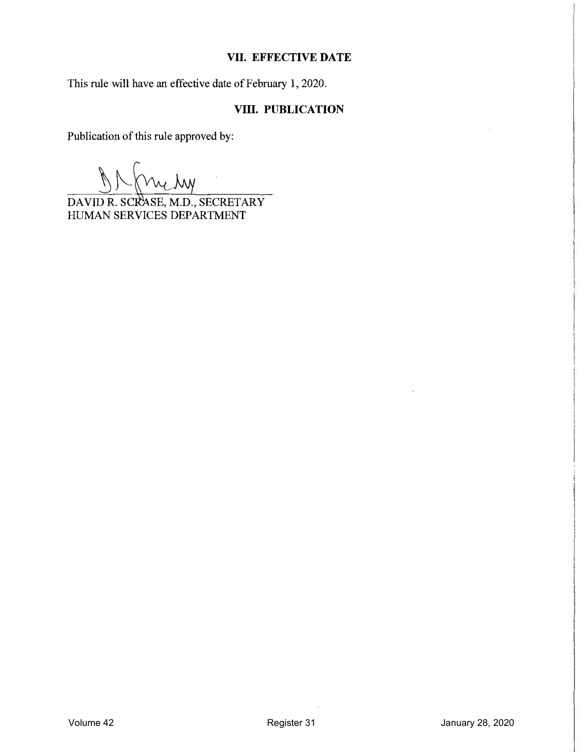## VII. EFFECTIVE DATE

This rule will have an effective date of February 1, 2020.

## VIII. PUBLICATION

Publication of this rule approved by:

DAVID R. SCRASE, M.D., SECRETARY
HUMAN SERVICES DEPARTMENT